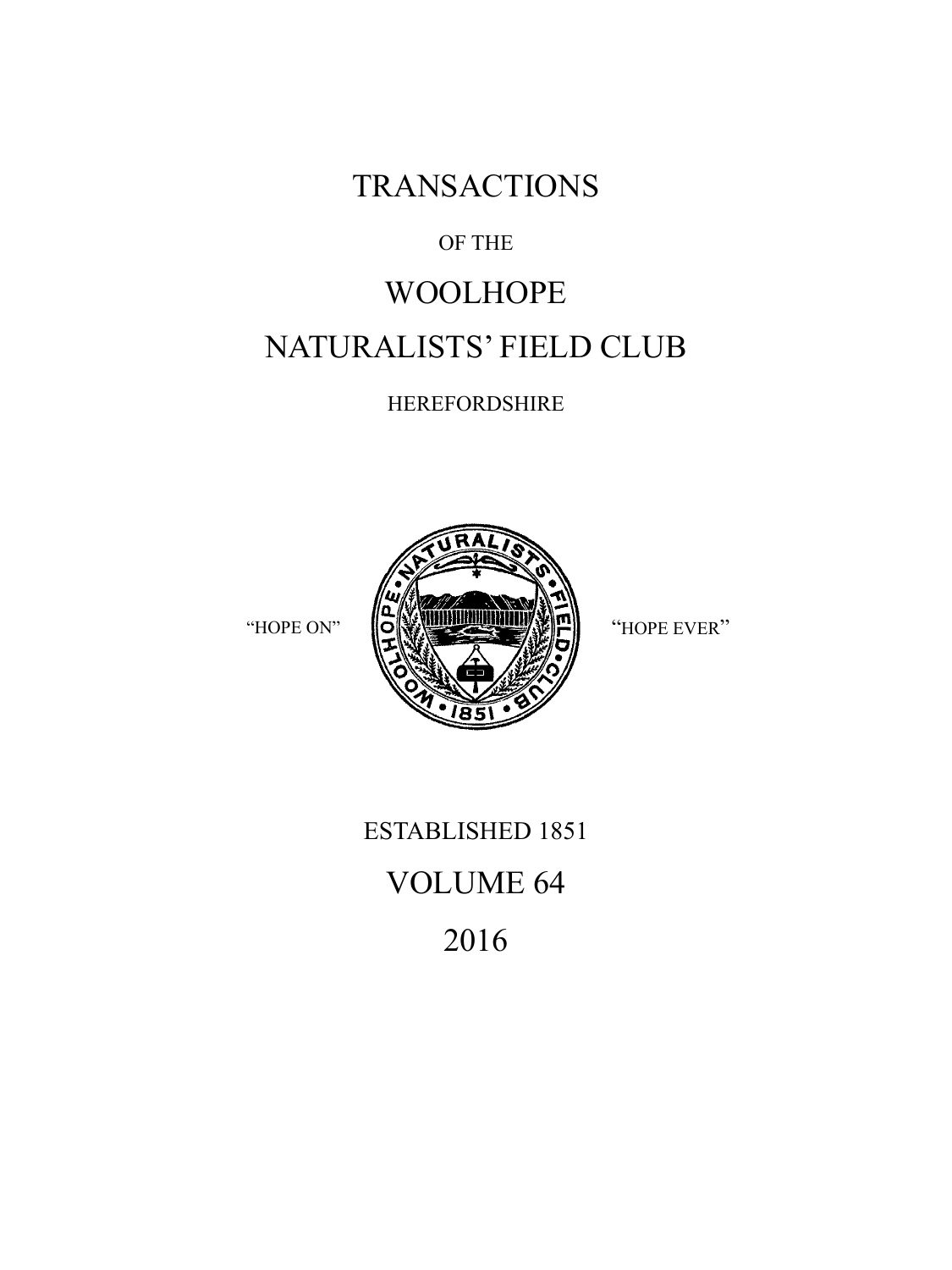# TRANSACTIONS

OF THE

# WOOLHOPE

# NATURALISTS' FIELD CLUB

HEREFORDSHIRE

"HOPE ON" "HOPE EVER"

ESTABLISHED 1851

## VOLUME 64

## 2016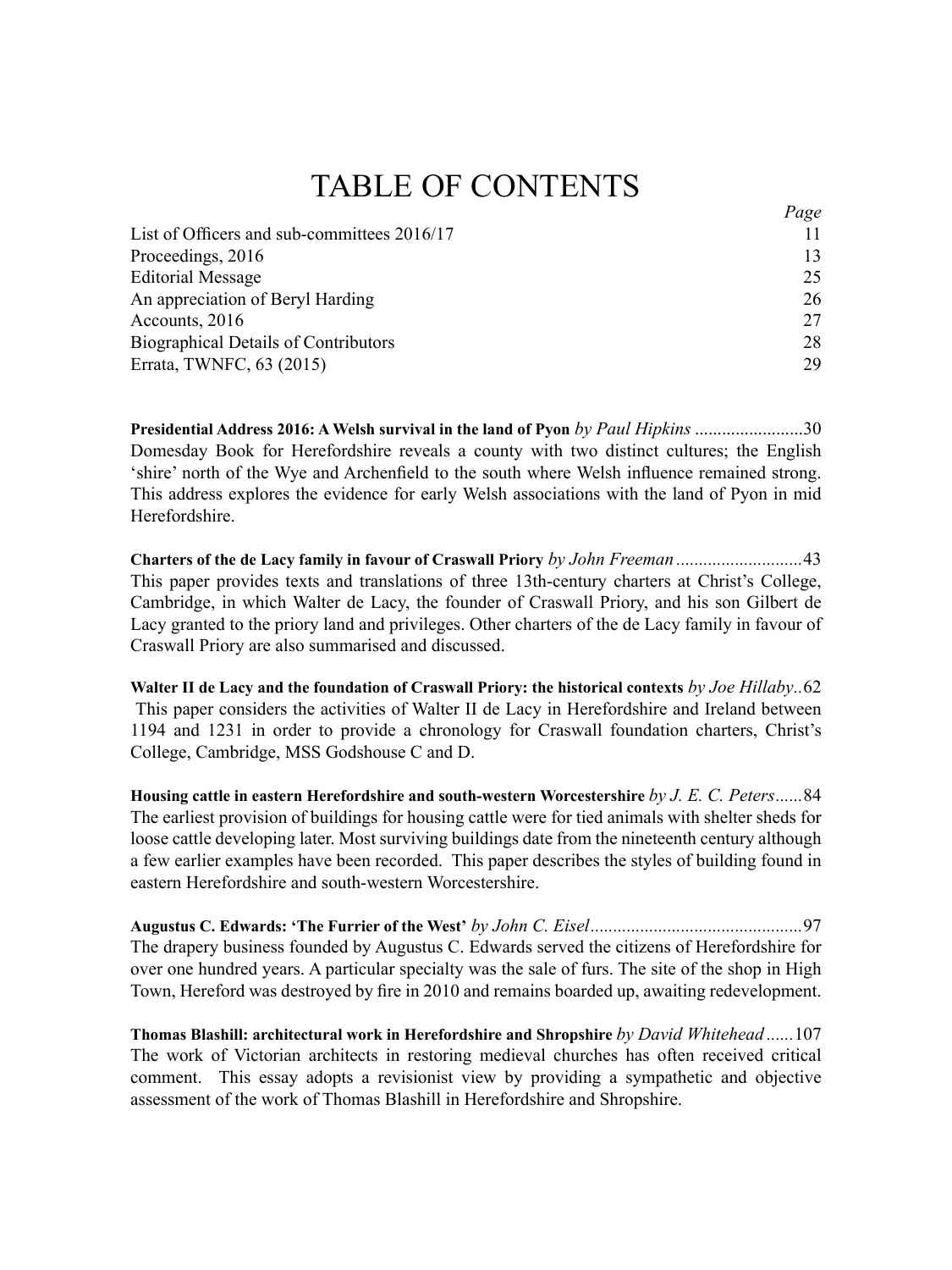# TABLE OF CONTENTS

| | Page |
|---|---|
| List of Officers and sub-committees 2016/17 | 11 |
| Proceedings, 2016 | 13 |
| Editorial Message | 25 |
| An appreciation of Beryl Harding | 26 |
| Accounts, 2016 | 27 |
| Biographical Details of Contributors | 28 |
| Errata, TWNFC, 63 (2015) | 29 |

**Presidential Address 2016: A Welsh survival in the land of Pyon** *by Paul Hipkins* ........................30
Domesday Book for Herefordshire reveals a county with two distinct cultures; the English 'shire' north of the Wye and Archenfield to the south where Welsh influence remained strong. This address explores the evidence for early Welsh associations with the land of Pyon in mid Herefordshire.

**Charters of the de Lacy family in favour of Craswall Priory** *by John Freeman* ............................43
This paper provides texts and translations of three 13th-century charters at Christ's College, Cambridge, in which Walter de Lacy, the founder of Craswall Priory, and his son Gilbert de Lacy granted to the priory land and privileges. Other charters of the de Lacy family in favour of Craswall Priory are also summarised and discussed.

**Walter II de Lacy and the foundation of Craswall Priory: the historical contexts** *by Joe Hillaby*..62
This paper considers the activities of Walter II de Lacy in Herefordshire and Ireland between 1194 and 1231 in order to provide a chronology for Craswall foundation charters, Christ's College, Cambridge, MSS Godshouse C and D.

**Housing cattle in eastern Herefordshire and south-western Worcestershire** *by J. E. C. Peters*......84
The earliest provision of buildings for housing cattle were for tied animals with shelter sheds for loose cattle developing later. Most surviving buildings date from the nineteenth century although a few earlier examples have been recorded. This paper describes the styles of building found in eastern Herefordshire and south-western Worcestershire.

**Augustus C. Edwards: 'The Furrier of the West'** *by John C. Eisel*..............................................97
The drapery business founded by Augustus C. Edwards served the citizens of Herefordshire for over one hundred years. A particular specialty was the sale of furs. The site of the shop in High Town, Hereford was destroyed by fire in 2010 and remains boarded up, awaiting redevelopment.

**Thomas Blashill: architectural work in Herefordshire and Shropshire** *by David Whitehead*......107
The work of Victorian architects in restoring medieval churches has often received critical comment. This essay adopts a revisionist view by providing a sympathetic and objective assessment of the work of Thomas Blashill in Herefordshire and Shropshire.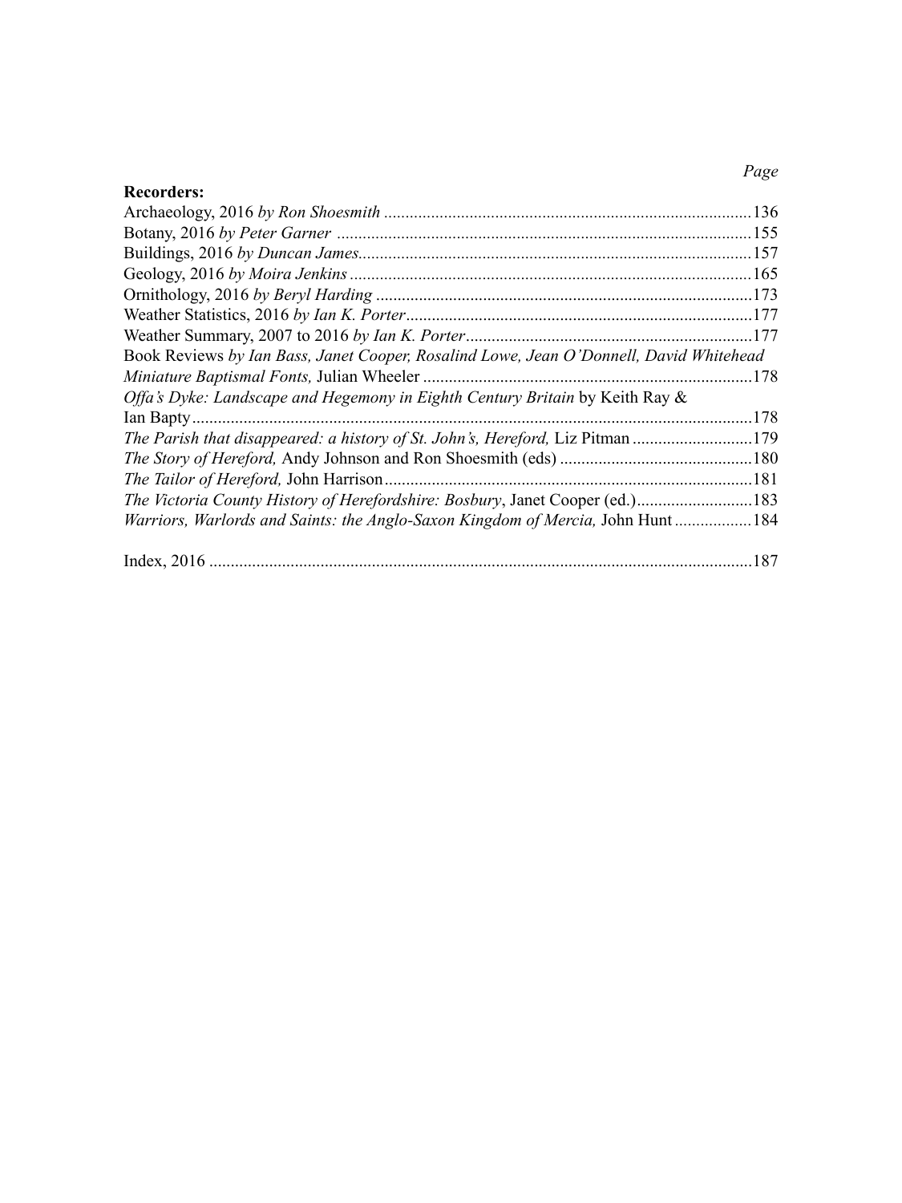*Page*

**Recorders:**

Archaeology, 2016 *by Ron Shoesmith* .....136

Botany, 2016 *by Peter Garner* .....155

Buildings, 2016 *by Duncan James*.....157

Geology, 2016 *by Moira Jenkins* .....165

Ornithology, 2016 *by Beryl Harding* .....173

Weather Statistics, 2016 *by Ian K. Porter*.....177

Weather Summary, 2007 to 2016 *by Ian K. Porter*.....177

Book Reviews *by Ian Bass, Janet Cooper, Rosalind Lowe, Jean O'Donnell, David Whitehead*

*Miniature Baptismal Fonts,* Julian Wheeler .....178

*Offa's Dyke: Landscape and Hegemony in Eighth Century Britain* by Keith Ray & Ian Bapty.....178

*The Parish that disappeared: a history of St. John's, Hereford,* Liz Pitman .....179

*The Story of Hereford,* Andy Johnson and Ron Shoesmith (eds) .....180

*The Tailor of Hereford,* John Harrison.....181

*The Victoria County History of Herefordshire: Bosbury*, Janet Cooper (ed.).....183

*Warriors, Warlords and Saints: the Anglo-Saxon Kingdom of Mercia,* John Hunt .....184

Index, 2016 .....187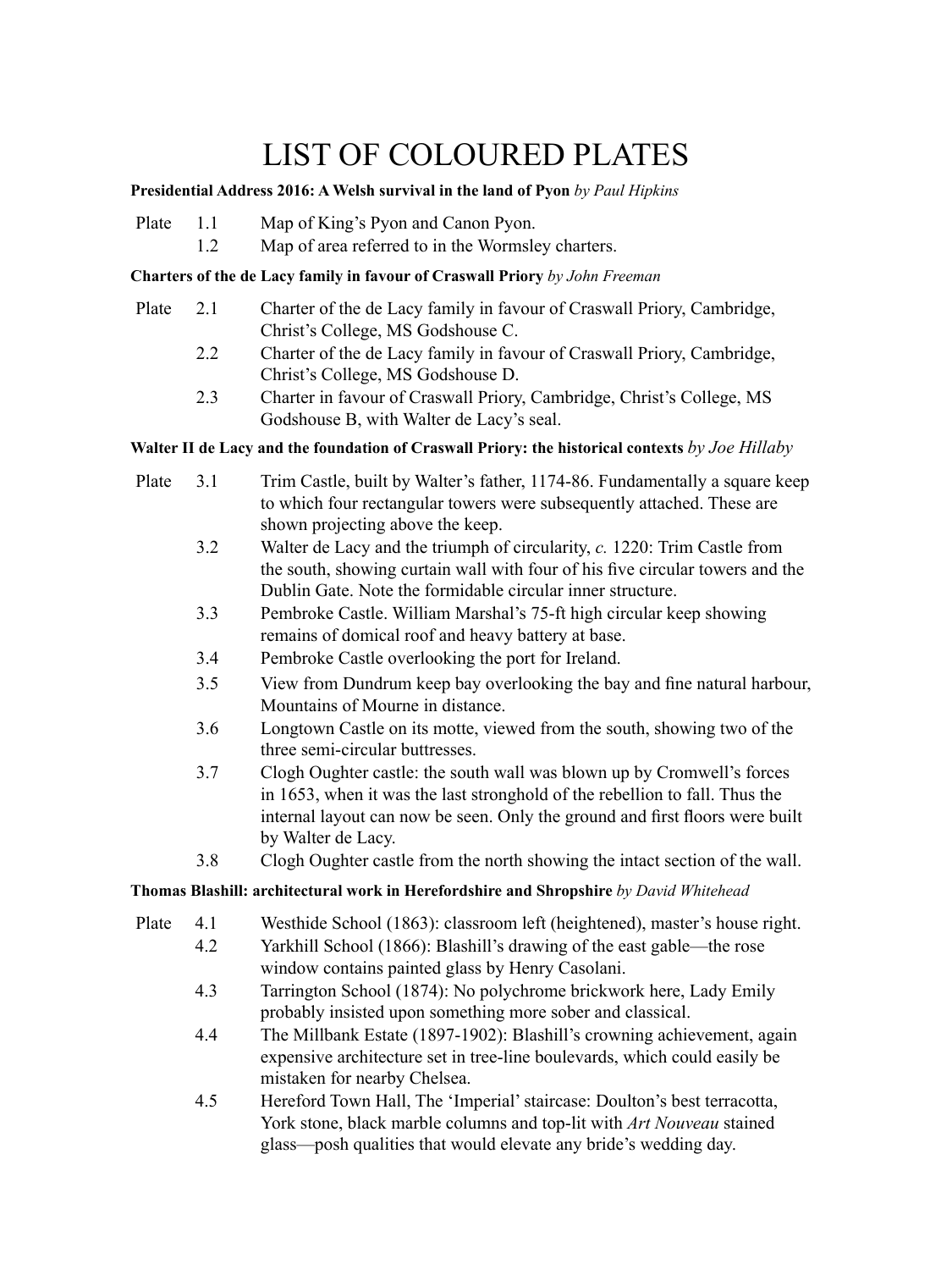# LIST OF COLOURED PLATES

**Presidential Address 2016: A Welsh survival in the land of Pyon** *by Paul Hipkins*

Plate 1.1 Map of King's Pyon and Canon Pyon.

1.2 Map of area referred to in the Wormsley charters.

**Charters of the de Lacy family in favour of Craswall Priory** *by John Freeman*

Plate 2.1 Charter of the de Lacy family in favour of Craswall Priory, Cambridge, Christ's College, MS Godshouse C.

2.2 Charter of the de Lacy family in favour of Craswall Priory, Cambridge, Christ's College, MS Godshouse D.

2.3 Charter in favour of Craswall Priory, Cambridge, Christ's College, MS Godshouse B, with Walter de Lacy's seal.

**Walter II de Lacy and the foundation of Craswall Priory: the historical contexts** *by Joe Hillaby*

Plate 3.1 Trim Castle, built by Walter's father, 1174-86. Fundamentally a square keep to which four rectangular towers were subsequently attached. These are shown projecting above the keep.

3.2 Walter de Lacy and the triumph of circularity, *c.* 1220: Trim Castle from the south, showing curtain wall with four of his five circular towers and the Dublin Gate. Note the formidable circular inner structure.

3.3 Pembroke Castle. William Marshal's 75-ft high circular keep showing remains of domical roof and heavy battery at base.

3.4 Pembroke Castle overlooking the port for Ireland.

3.5 View from Dundrum keep bay overlooking the bay and fine natural harbour, Mountains of Mourne in distance.

3.6 Longtown Castle on its motte, viewed from the south, showing two of the three semi-circular buttresses.

3.7 Clogh Oughter castle: the south wall was blown up by Cromwell's forces in 1653, when it was the last stronghold of the rebellion to fall. Thus the internal layout can now be seen. Only the ground and first floors were built by Walter de Lacy.

3.8 Clogh Oughter castle from the north showing the intact section of the wall.

**Thomas Blashill: architectural work in Herefordshire and Shropshire** *by David Whitehead*

Plate 4.1 Westhide School (1863): classroom left (heightened), master's house right.

4.2 Yarkhill School (1866): Blashill's drawing of the east gable—the rose window contains painted glass by Henry Casolani.

4.3 Tarrington School (1874): No polychrome brickwork here, Lady Emily probably insisted upon something more sober and classical.

4.4 The Millbank Estate (1897-1902): Blashill's crowning achievement, again expensive architecture set in tree-line boulevards, which could easily be mistaken for nearby Chelsea.

4.5 Hereford Town Hall, The 'Imperial' staircase: Doulton's best terracotta, York stone, black marble columns and top-lit with *Art Nouveau* stained glass—posh qualities that would elevate any bride's wedding day.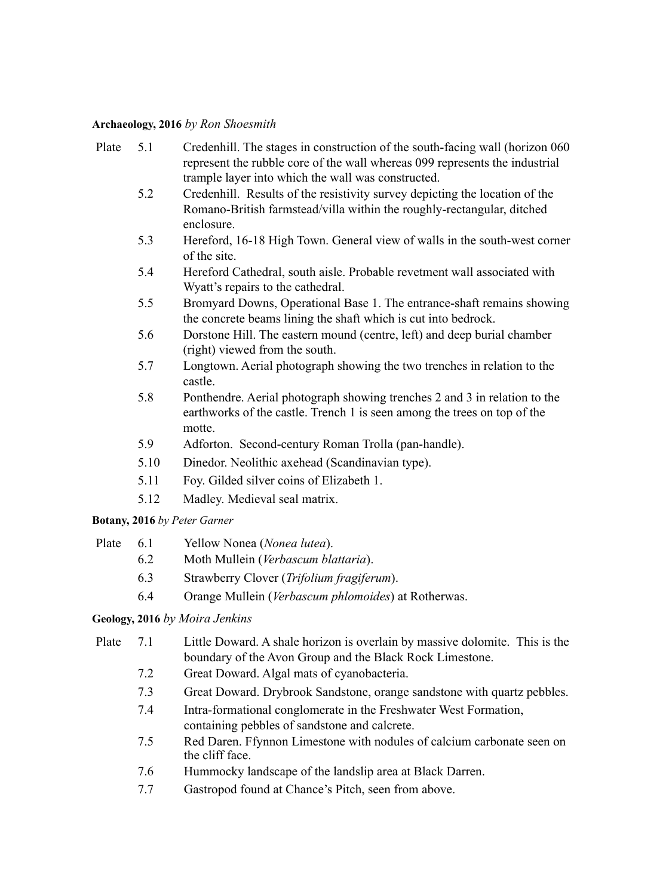**Archaeology, 2016** *by Ron Shoesmith*

| Plate | | |
|---|---|---|
| | 5.1 | Credenhill. The stages in construction of the south-facing wall (horizon 060 represent the rubble core of the wall whereas 099 represents the industrial trample layer into which the wall was constructed. |
| | 5.2 | Credenhill. Results of the resistivity survey depicting the location of the Romano-British farmstead/villa within the roughly-rectangular, ditched enclosure. |
| | 5.3 | Hereford, 16-18 High Town. General view of walls in the south-west corner of the site. |
| | 5.4 | Hereford Cathedral, south aisle. Probable revetment wall associated with Wyatt's repairs to the cathedral. |
| | 5.5 | Bromyard Downs, Operational Base 1. The entrance-shaft remains showing the concrete beams lining the shaft which is cut into bedrock. |
| | 5.6 | Dorstone Hill. The eastern mound (centre, left) and deep burial chamber (right) viewed from the south. |
| | 5.7 | Longtown. Aerial photograph showing the two trenches in relation to the castle. |
| | 5.8 | Ponthendre. Aerial photograph showing trenches 2 and 3 in relation to the earthworks of the castle. Trench 1 is seen among the trees on top of the motte. |
| | 5.9 | Adforton. Second-century Roman Trolla (pan-handle). |
| | 5.10 | Dinedor. Neolithic axehead (Scandinavian type). |
| | 5.11 | Foy. Gilded silver coins of Elizabeth 1. |
| | 5.12 | Madley. Medieval seal matrix. |

**Botany, 2016** *by Peter Garner*

| Plate | | |
|---|---|---|
| | 6.1 | Yellow Nonea (*Nonea lutea*). |
| | 6.2 | Moth Mullein (*Verbascum blattaria*). |
| | 6.3 | Strawberry Clover (*Trifolium fragiferum*). |
| | 6.4 | Orange Mullein (*Verbascum phlomoides*) at Rotherwas. |

**Geology, 2016** *by Moira Jenkins*

| Plate | | |
|---|---|---|
| | 7.1 | Little Doward. A shale horizon is overlain by massive dolomite. This is the boundary of the Avon Group and the Black Rock Limestone. |
| | 7.2 | Great Doward. Algal mats of cyanobacteria. |
| | 7.3 | Great Doward. Drybrook Sandstone, orange sandstone with quartz pebbles. |
| | 7.4 | Intra-formational conglomerate in the Freshwater West Formation, containing pebbles of sandstone and calcrete. |
| | 7.5 | Red Daren. Ffynnon Limestone with nodules of calcium carbonate seen on the cliff face. |
| | 7.6 | Hummocky landscape of the landslip area at Black Darren. |
| | 7.7 | Gastropod found at Chance's Pitch, seen from above. |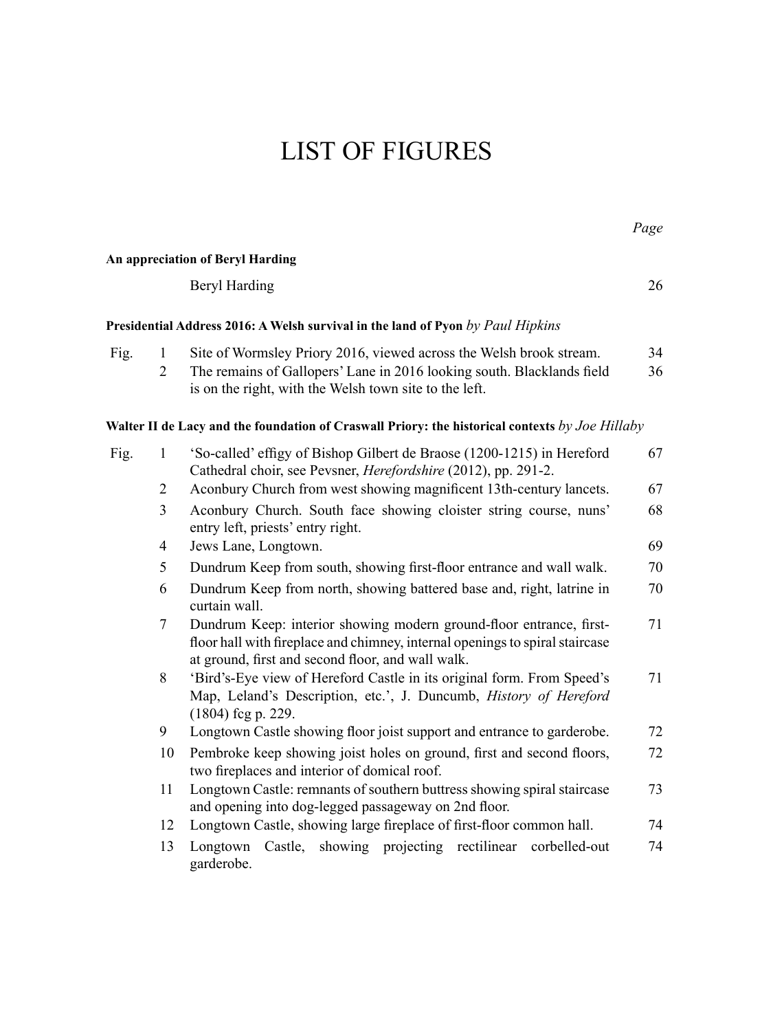# LIST OF FIGURES

| | | | *Page* |
|---|---|---|---|
| **An appreciation of Beryl Harding** | | | |
| | | Beryl Harding | 26 |
| **Presidential Address 2016: A Welsh survival in the land of Pyon** *by Paul Hipkins* | | | |
| Fig. | 1 | Site of Wormsley Priory 2016, viewed across the Welsh brook stream. | 34 |
| | 2 | The remains of Gallopers' Lane in 2016 looking south. Blacklands field is on the right, with the Welsh town site to the left. | 36 |
| **Walter II de Lacy and the foundation of Craswall Priory: the historical contexts** *by Joe Hillaby* | | | |
| Fig. | 1 | 'So-called' effigy of Bishop Gilbert de Braose (1200-1215) in Hereford Cathedral choir, see Pevsner, *Herefordshire* (2012), pp. 291-2. | 67 |
| | 2 | Aconbury Church from west showing magnificent 13th-century lancets. | 67 |
| | 3 | Aconbury Church. South face showing cloister string course, nuns' entry left, priests' entry right. | 68 |
| | 4 | Jews Lane, Longtown. | 69 |
| | 5 | Dundrum Keep from south, showing first-floor entrance and wall walk. | 70 |
| | 6 | Dundrum Keep from north, showing battered base and, right, latrine in curtain wall. | 70 |
| | 7 | Dundrum Keep: interior showing modern ground-floor entrance, first-floor hall with fireplace and chimney, internal openings to spiral staircase at ground, first and second floor, and wall walk. | 71 |
| | 8 | 'Bird's-Eye view of Hereford Castle in its original form. From Speed's Map, Leland's Description, etc.', J. Duncumb, *History of Hereford* (1804) fcg p. 229. | 71 |
| | 9 | Longtown Castle showing floor joist support and entrance to garderobe. | 72 |
| | 10 | Pembroke keep showing joist holes on ground, first and second floors, two fireplaces and interior of domical roof. | 72 |
| | 11 | Longtown Castle: remnants of southern buttress showing spiral staircase and opening into dog-legged passageway on 2nd floor. | 73 |
| | 12 | Longtown Castle, showing large fireplace of first-floor common hall. | 74 |
| | 13 | Longtown Castle, showing projecting rectilinear corbelled-out garderobe. | 74 |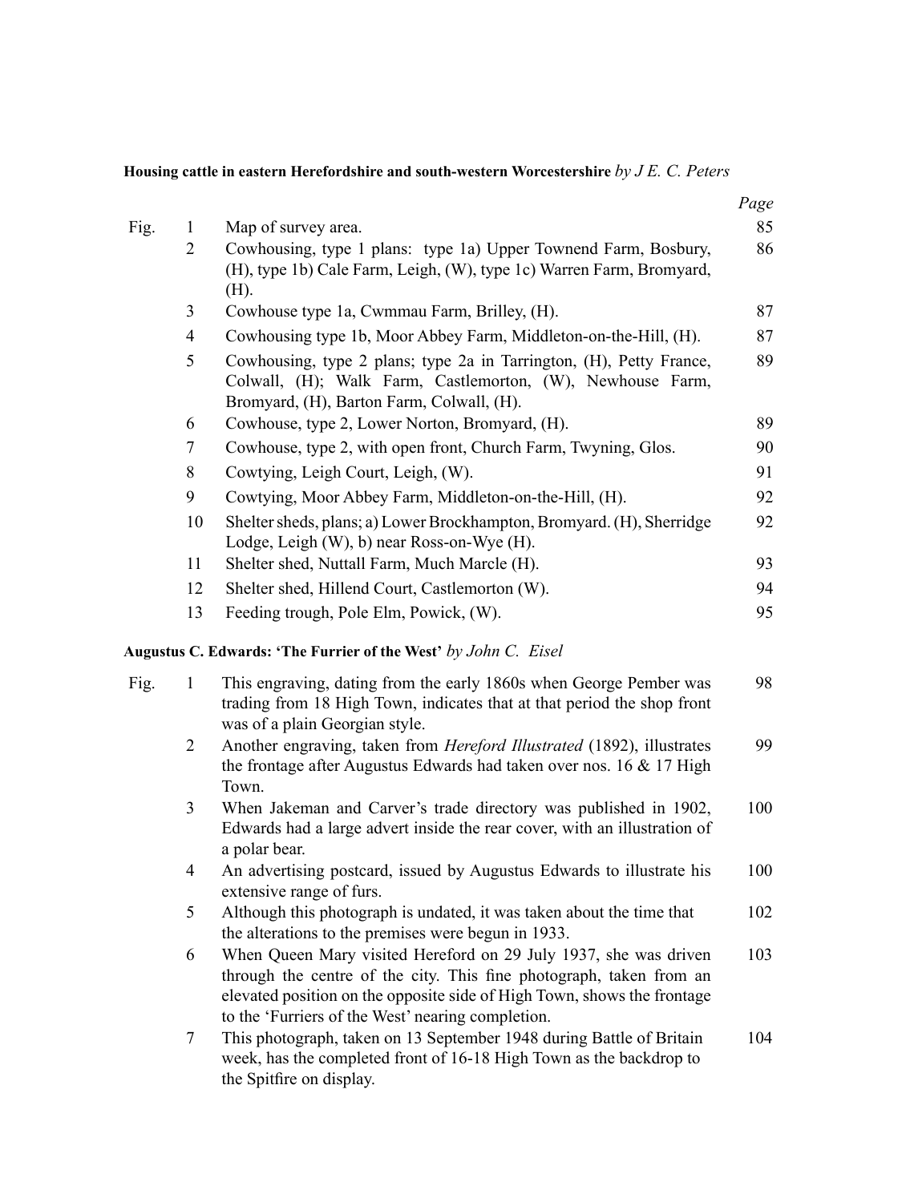**Housing cattle in eastern Herefordshire and south-western Worcestershire** *by J E. C. Peters*

| Fig. | | | *Page* |
|---|---|---|---|
| Fig. | 1 | Map of survey area. | 85 |
| | 2 | Cowhousing, type 1 plans: type 1a) Upper Townend Farm, Bosbury, (H), type 1b) Cale Farm, Leigh, (W), type 1c) Warren Farm, Bromyard, (H). | 86 |
| | 3 | Cowhouse type 1a, Cwmmau Farm, Brilley, (H). | 87 |
| | 4 | Cowhousing type 1b, Moor Abbey Farm, Middleton-on-the-Hill, (H). | 87 |
| | 5 | Cowhousing, type 2 plans; type 2a in Tarrington, (H), Petty France, Colwall, (H); Walk Farm, Castlemorton, (W), Newhouse Farm, Bromyard, (H), Barton Farm, Colwall, (H). | 89 |
| | 6 | Cowhouse, type 2, Lower Norton, Bromyard, (H). | 89 |
| | 7 | Cowhouse, type 2, with open front, Church Farm, Twyning, Glos. | 90 |
| | 8 | Cowtying, Leigh Court, Leigh, (W). | 91 |
| | 9 | Cowtying, Moor Abbey Farm, Middleton-on-the-Hill, (H). | 92 |
| | 10 | Shelter sheds, plans; a) Lower Brockhampton, Bromyard. (H), Sherridge Lodge, Leigh (W), b) near Ross-on-Wye (H). | 92 |
| | 11 | Shelter shed, Nuttall Farm, Much Marcle (H). | 93 |
| | 12 | Shelter shed, Hillend Court, Castlemorton (W). | 94 |
| | 13 | Feeding trough, Pole Elm, Powick, (W). | 95 |

**Augustus C. Edwards: 'The Furrier of the West'** *by John C. Eisel*

| Fig. | | | Page |
|---|---|---|---|
| Fig. | 1 | This engraving, dating from the early 1860s when George Pember was trading from 18 High Town, indicates that at that period the shop front was of a plain Georgian style. | 98 |
| | 2 | Another engraving, taken from *Hereford Illustrated* (1892), illustrates the frontage after Augustus Edwards had taken over nos. 16 & 17 High Town. | 99 |
| | 3 | When Jakeman and Carver's trade directory was published in 1902, Edwards had a large advert inside the rear cover, with an illustration of a polar bear. | 100 |
| | 4 | An advertising postcard, issued by Augustus Edwards to illustrate his extensive range of furs. | 100 |
| | 5 | Although this photograph is undated, it was taken about the time that the alterations to the premises were begun in 1933. | 102 |
| | 6 | When Queen Mary visited Hereford on 29 July 1937, she was driven through the centre of the city. This fine photograph, taken from an elevated position on the opposite side of High Town, shows the frontage to the 'Furriers of the West' nearing completion. | 103 |
| | 7 | This photograph, taken on 13 September 1948 during Battle of Britain week, has the completed front of 16-18 High Town as the backdrop to the Spitfire on display. | 104 |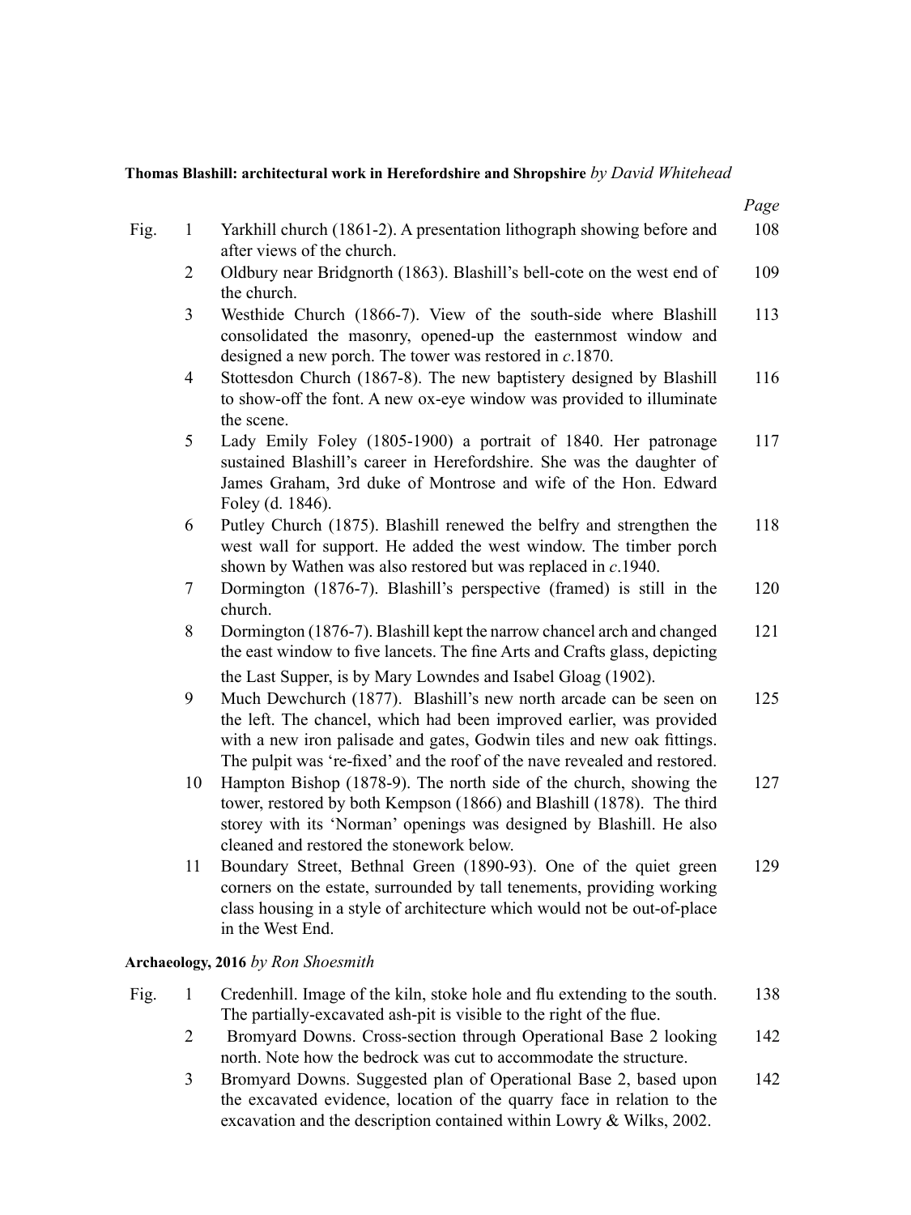**Thomas Blashill: architectural work in Herefordshire and Shropshire** *by David Whitehead*

| Fig. | | | *Page* |
|---|---|---|---|
| Fig. | 1 | Yarkhill church (1861-2). A presentation lithograph showing before and after views of the church. | 108 |
| | 2 | Oldbury near Bridgnorth (1863). Blashill's bell-cote on the west end of the church. | 109 |
| | 3 | Westhide Church (1866-7). View of the south-side where Blashill consolidated the masonry, opened-up the easternmost window and designed a new porch. The tower was restored in *c*.1870. | 113 |
| | 4 | Stottesdon Church (1867-8). The new baptistery designed by Blashill to show-off the font. A new ox-eye window was provided to illuminate the scene. | 116 |
| | 5 | Lady Emily Foley (1805-1900) a portrait of 1840. Her patronage sustained Blashill's career in Herefordshire. She was the daughter of James Graham, 3rd duke of Montrose and wife of the Hon. Edward Foley (d. 1846). | 117 |
| | 6 | Putley Church (1875). Blashill renewed the belfry and strengthen the west wall for support. He added the west window. The timber porch shown by Wathen was also restored but was replaced in *c*.1940. | 118 |
| | 7 | Dormington (1876-7). Blashill's perspective (framed) is still in the church. | 120 |
| | 8 | Dormington (1876-7). Blashill kept the narrow chancel arch and changed the east window to five lancets. The fine Arts and Crafts glass, depicting the Last Supper, is by Mary Lowndes and Isabel Gloag (1902). | 121 |
| | 9 | Much Dewchurch (1877). Blashill's new north arcade can be seen on the left. The chancel, which had been improved earlier, was provided with a new iron palisade and gates, Godwin tiles and new oak fittings. The pulpit was 're-fixed' and the roof of the nave revealed and restored. | 125 |
| | 10 | Hampton Bishop (1878-9). The north side of the church, showing the tower, restored by both Kempson (1866) and Blashill (1878). The third storey with its 'Norman' openings was designed by Blashill. He also cleaned and restored the stonework below. | 127 |
| | 11 | Boundary Street, Bethnal Green (1890-93). One of the quiet green corners on the estate, surrounded by tall tenements, providing working class housing in a style of architecture which would not be out-of-place in the West End. | 129 |

**Archaeology, 2016** *by Ron Shoesmith*

| Fig. | | | Page |
|---|---|---|---|
| Fig. | 1 | Credenhill. Image of the kiln, stoke hole and flu extending to the south. The partially-excavated ash-pit is visible to the right of the flue. | 138 |
| | 2 | Bromyard Downs. Cross-section through Operational Base 2 looking north. Note how the bedrock was cut to accommodate the structure. | 142 |
| | 3 | Bromyard Downs. Suggested plan of Operational Base 2, based upon the excavated evidence, location of the quarry face in relation to the excavation and the description contained within Lowry & Wilks, 2002. | 142 |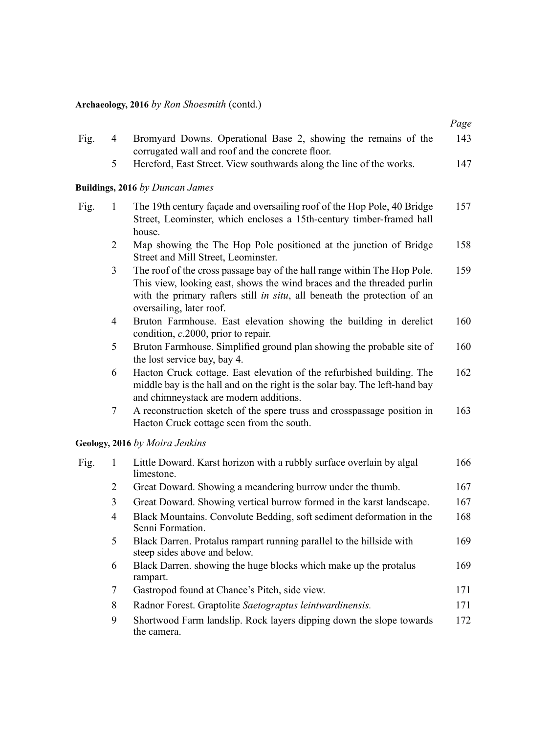**Archaeology, 2016** *by Ron Shoesmith* (contd.)

| | | | *Page* |
|---|---|---|---|
| Fig. | 4 | Bromyard Downs. Operational Base 2, showing the remains of the corrugated wall and roof and the concrete floor. | 143 |
| | 5 | Hereford, East Street. View southwards along the line of the works. | 147 |

**Buildings, 2016** *by Duncan James*

| | | | |
|---|---|---|---|
| Fig. | 1 | The 19th century façade and oversailing roof of the Hop Pole, 40 Bridge Street, Leominster, which encloses a 15th-century timber-framed hall house. | 157 |
| | 2 | Map showing the The Hop Pole positioned at the junction of Bridge Street and Mill Street, Leominster. | 158 |
| | 3 | The roof of the cross passage bay of the hall range within The Hop Pole. This view, looking east, shows the wind braces and the threaded purlin with the primary rafters still *in situ*, all beneath the protection of an oversailing, later roof. | 159 |
| | 4 | Bruton Farmhouse. East elevation showing the building in derelict condition, *c*.2000, prior to repair. | 160 |
| | 5 | Bruton Farmhouse. Simplified ground plan showing the probable site of the lost service bay, bay 4. | 160 |
| | 6 | Hacton Cruck cottage. East elevation of the refurbished building. The middle bay is the hall and on the right is the solar bay. The left-hand bay and chimneystack are modern additions. | 162 |
| | 7 | A reconstruction sketch of the spere truss and crosspassage position in Hacton Cruck cottage seen from the south. | 163 |

**Geology, 2016** *by Moira Jenkins*

| | | | |
|---|---|---|---|
| Fig. | 1 | Little Doward. Karst horizon with a rubbly surface overlain by algal limestone. | 166 |
| | 2 | Great Doward. Showing a meandering burrow under the thumb. | 167 |
| | 3 | Great Doward. Showing vertical burrow formed in the karst landscape. | 167 |
| | 4 | Black Mountains. Convolute Bedding, soft sediment deformation in the Senni Formation. | 168 |
| | 5 | Black Darren. Protalus rampart running parallel to the hillside with steep sides above and below. | 169 |
| | 6 | Black Darren. showing the huge blocks which make up the protalus rampart. | 169 |
| | 7 | Gastropod found at Chance's Pitch, side view. | 171 |
| | 8 | Radnor Forest. Graptolite *Saetograptus leintwardinensis.* | 171 |
| | 9 | Shortwood Farm landslip. Rock layers dipping down the slope towards the camera. | 172 |